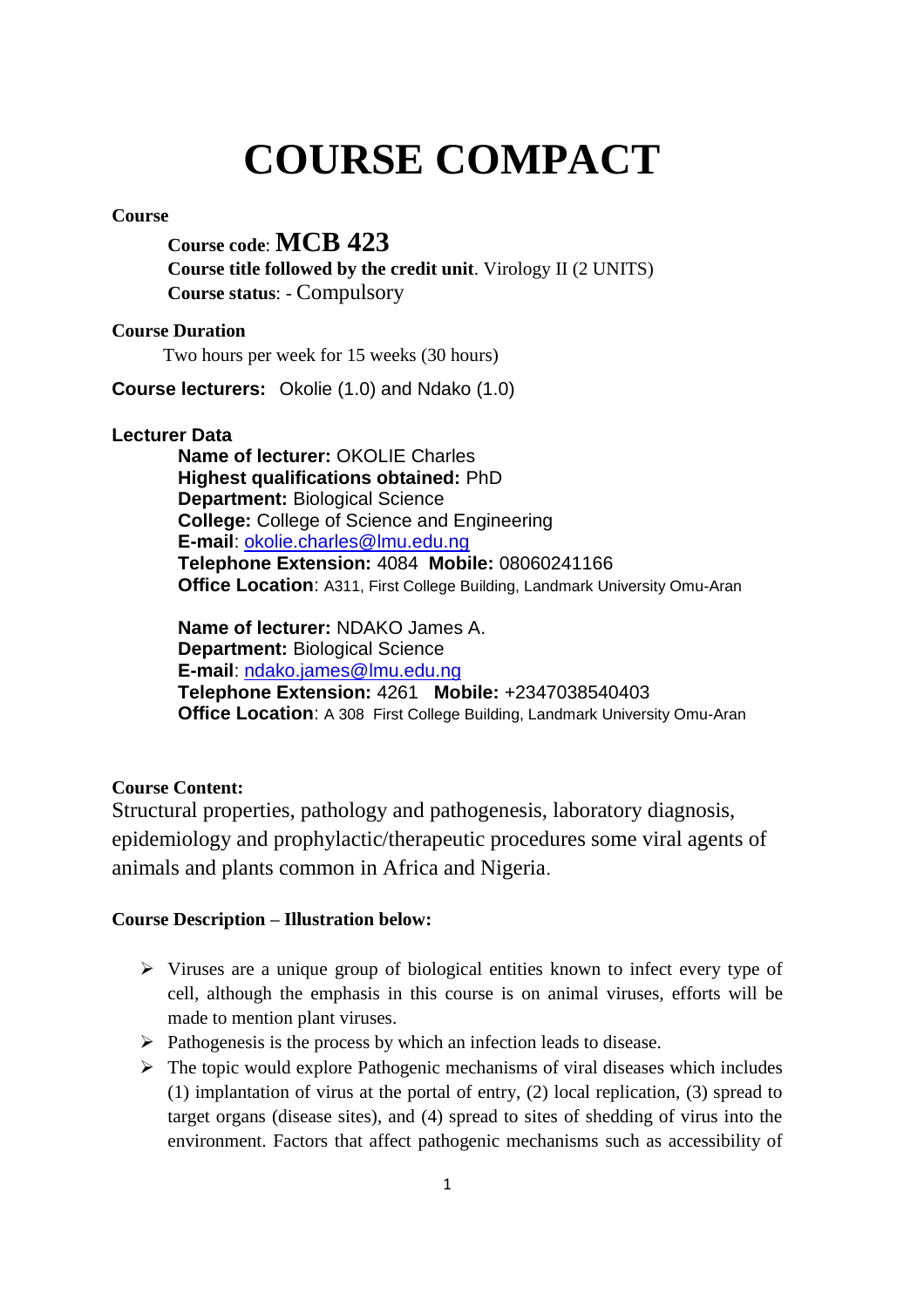# COURSE COMPACT

**Course**

**Course code**: **MCB 423**
**Course title followed by the credit unit**. Virology II (2 UNITS)
**Course status**: - Compulsory

**Course Duration**

Two hours per week for 15 weeks (30 hours)

**Course lecturers:** Okolie (1.0) and Ndako (1.0)

**Lecturer Data**

**Name of lecturer:** OKOLIE Charles
**Highest qualifications obtained:** PhD
**Department:** Biological Science
**College:** College of Science and Engineering
**E-mail**: okolie.charles@lmu.edu.ng
**Telephone Extension:** 4084 **Mobile:** 08060241166
**Office Location**: A311, First College Building, Landmark University Omu-Aran

**Name of lecturer:** NDAKO James A.
**Department:** Biological Science
**E-mail**: ndako.james@lmu.edu.ng
**Telephone Extension:** 4261 **Mobile:** +2347038540403
**Office Location**: A 308 First College Building, Landmark University Omu-Aran

**Course Content:**

Structural properties, pathology and pathogenesis, laboratory diagnosis, epidemiology and prophylactic/therapeutic procedures some viral agents of animals and plants common in Africa and Nigeria.

**Course Description – Illustration below:**

- Viruses are a unique group of biological entities known to infect every type of cell, although the emphasis in this course is on animal viruses, efforts will be made to mention plant viruses.
- Pathogenesis is the process by which an infection leads to disease.
- The topic would explore Pathogenic mechanisms of viral diseases which includes (1) implantation of virus at the portal of entry, (2) local replication, (3) spread to target organs (disease sites), and (4) spread to sites of shedding of virus into the environment. Factors that affect pathogenic mechanisms such as accessibility of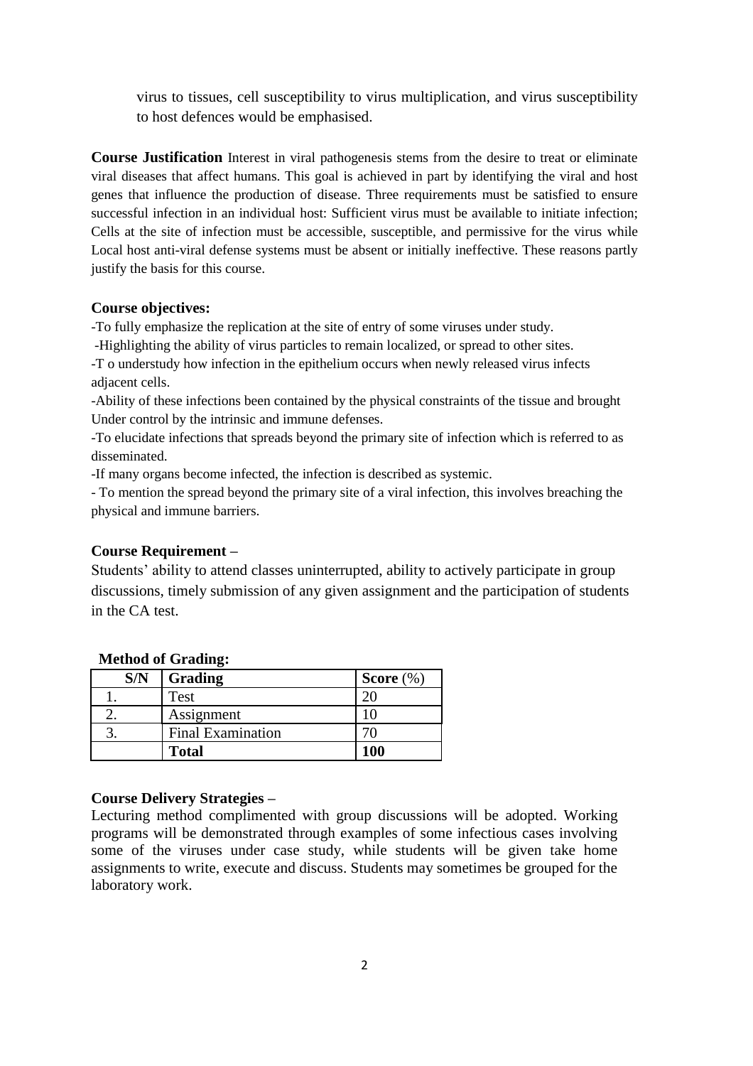virus to tissues, cell susceptibility to virus multiplication, and virus susceptibility to host defences would be emphasised.

**Course Justification** Interest in viral pathogenesis stems from the desire to treat or eliminate viral diseases that affect humans. This goal is achieved in part by identifying the viral and host genes that influence the production of disease. Three requirements must be satisfied to ensure successful infection in an individual host: Sufficient virus must be available to initiate infection; Cells at the site of infection must be accessible, susceptible, and permissive for the virus while Local host anti-viral defense systems must be absent or initially ineffective. These reasons partly justify the basis for this course.

**Course objectives:**

-To fully emphasize the replication at the site of entry of some viruses under study.

-Highlighting the ability of virus particles to remain localized, or spread to other sites.

-T o understudy how infection in the epithelium occurs when newly released virus infects adjacent cells.

-Ability of these infections been contained by the physical constraints of the tissue and brought Under control by the intrinsic and immune defenses.

-To elucidate infections that spreads beyond the primary site of infection which is referred to as disseminated.

-If many organs become infected, the infection is described as systemic.

- To mention the spread beyond the primary site of a viral infection, this involves breaching the physical and immune barriers.

**Course Requirement –**

Students' ability to attend classes uninterrupted, ability to actively participate in group discussions, timely submission of any given assignment and the participation of students in the CA test.

**Method of Grading:**

| S/N | Grading | Score (%) |
|---|---|---|
| 1. | Test | 20 |
| 2. | Assignment | 10 |
| 3. | Final Examination | 70 |
| | **Total** | **100** |

**Course Delivery Strategies –**

Lecturing method complimented with group discussions will be adopted. Working programs will be demonstrated through examples of some infectious cases involving some of the viruses under case study, while students will be given take home assignments to write, execute and discuss. Students may sometimes be grouped for the laboratory work.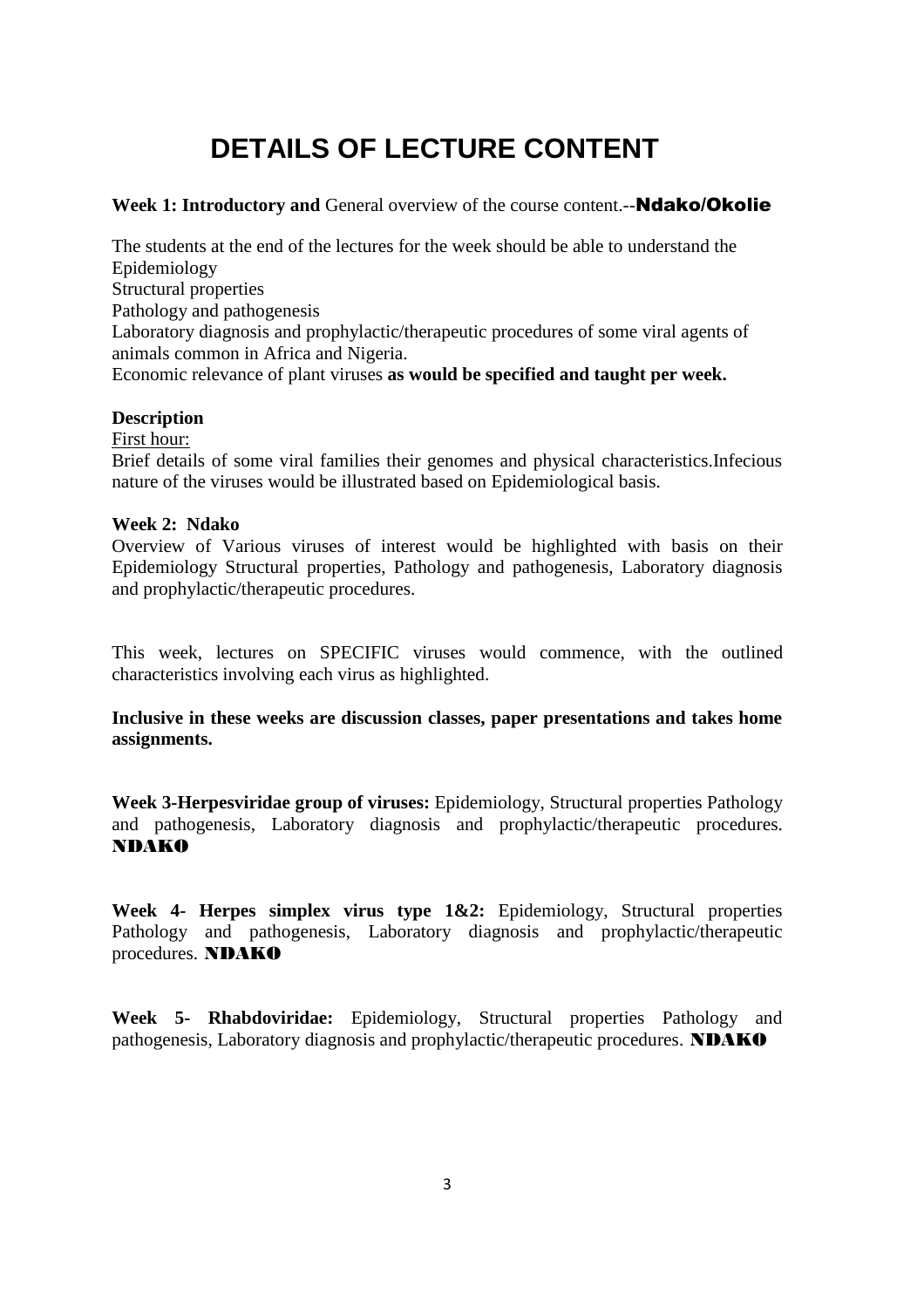# DETAILS OF LECTURE CONTENT

**Week 1: Introductory and** General overview of the course content.--**Ndako/Okolie**

The students at the end of the lectures for the week should be able to understand the
Epidemiology
Structural properties
Pathology and pathogenesis
Laboratory diagnosis and prophylactic/therapeutic procedures of some viral agents of animals common in Africa and Nigeria.
Economic relevance of plant viruses **as would be specified and taught per week.**

**Description**

First hour:

Brief details of some viral families their genomes and physical characteristics.Infecious nature of the viruses would be illustrated based on Epidemiological basis.

**Week 2: Ndako**

Overview of Various viruses of interest would be highlighted with basis on their Epidemiology Structural properties, Pathology and pathogenesis, Laboratory diagnosis and prophylactic/therapeutic procedures.

This week, lectures on SPECIFIC viruses would commence, with the outlined characteristics involving each virus as highlighted.

**Inclusive in these weeks are discussion classes, paper presentations and takes home assignments.**

**Week 3-Herpesviridae group of viruses:** Epidemiology, Structural properties Pathology and pathogenesis, Laboratory diagnosis and prophylactic/therapeutic procedures. **NDAKO**

**Week 4- Herpes simplex virus type 1&2:** Epidemiology, Structural properties Pathology and pathogenesis, Laboratory diagnosis and prophylactic/therapeutic procedures. **NDAKO**

**Week 5- Rhabdoviridae:** Epidemiology, Structural properties Pathology and pathogenesis, Laboratory diagnosis and prophylactic/therapeutic procedures. **NDAKO**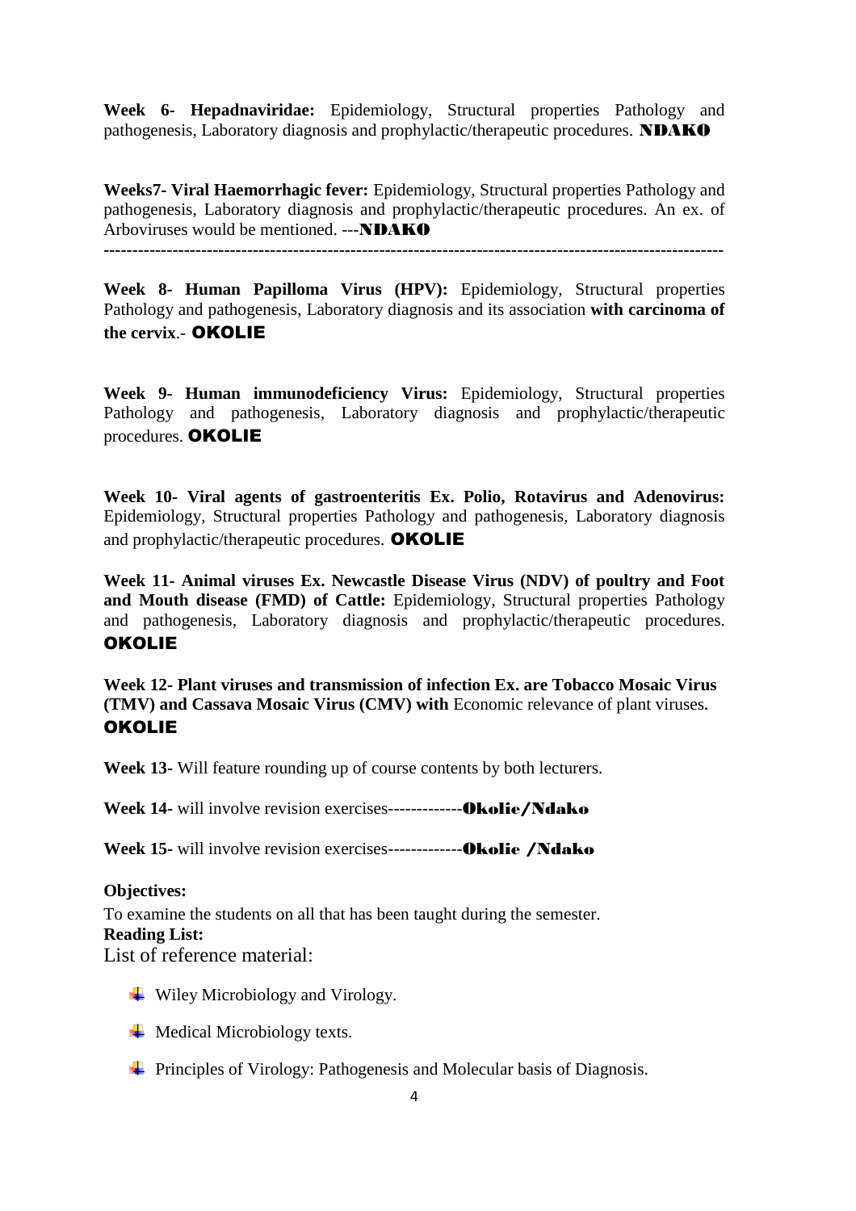**Week 6- Hepadnaviridae:** Epidemiology, Structural properties Pathology and pathogenesis, Laboratory diagnosis and prophylactic/therapeutic procedures. **NDAKO**

**Weeks7- Viral Haemorrhagic fever:** Epidemiology, Structural properties Pathology and pathogenesis, Laboratory diagnosis and prophylactic/therapeutic procedures. An ex. of Arboviruses would be mentioned. ---**NDAKO**

---

**Week 8- Human Papilloma Virus (HPV):** Epidemiology, Structural properties Pathology and pathogenesis, Laboratory diagnosis and its association **with carcinoma of the cervix**.- **OKOLIE**

**Week 9- Human immunodeficiency Virus:** Epidemiology, Structural properties Pathology and pathogenesis, Laboratory diagnosis and prophylactic/therapeutic procedures. **OKOLIE**

**Week 10- Viral agents of gastroenteritis Ex. Polio, Rotavirus and Adenovirus:** Epidemiology, Structural properties Pathology and pathogenesis, Laboratory diagnosis and prophylactic/therapeutic procedures. **OKOLIE**

**Week 11- Animal viruses Ex. Newcastle Disease Virus (NDV) of poultry and Foot and Mouth disease (FMD) of Cattle:** Epidemiology, Structural properties Pathology and pathogenesis, Laboratory diagnosis and prophylactic/therapeutic procedures. **OKOLIE**

**Week 12- Plant viruses and transmission of infection Ex. are Tobacco Mosaic Virus (TMV) and Cassava Mosaic Virus (CMV) with** Economic relevance of plant viruses**.** **OKOLIE**

**Week 13-** Will feature rounding up of course contents by both lecturers.

**Week 14-** will involve revision exercises-------------**Okolie/Ndako**

**Week 15-** will involve revision exercises-------------**Okolie /Ndako**

**Objectives:**

To examine the students on all that has been taught during the semester.

**Reading List:**

List of reference material:

- Wiley Microbiology and Virology.
- Medical Microbiology texts.
- Principles of Virology: Pathogenesis and Molecular basis of Diagnosis.